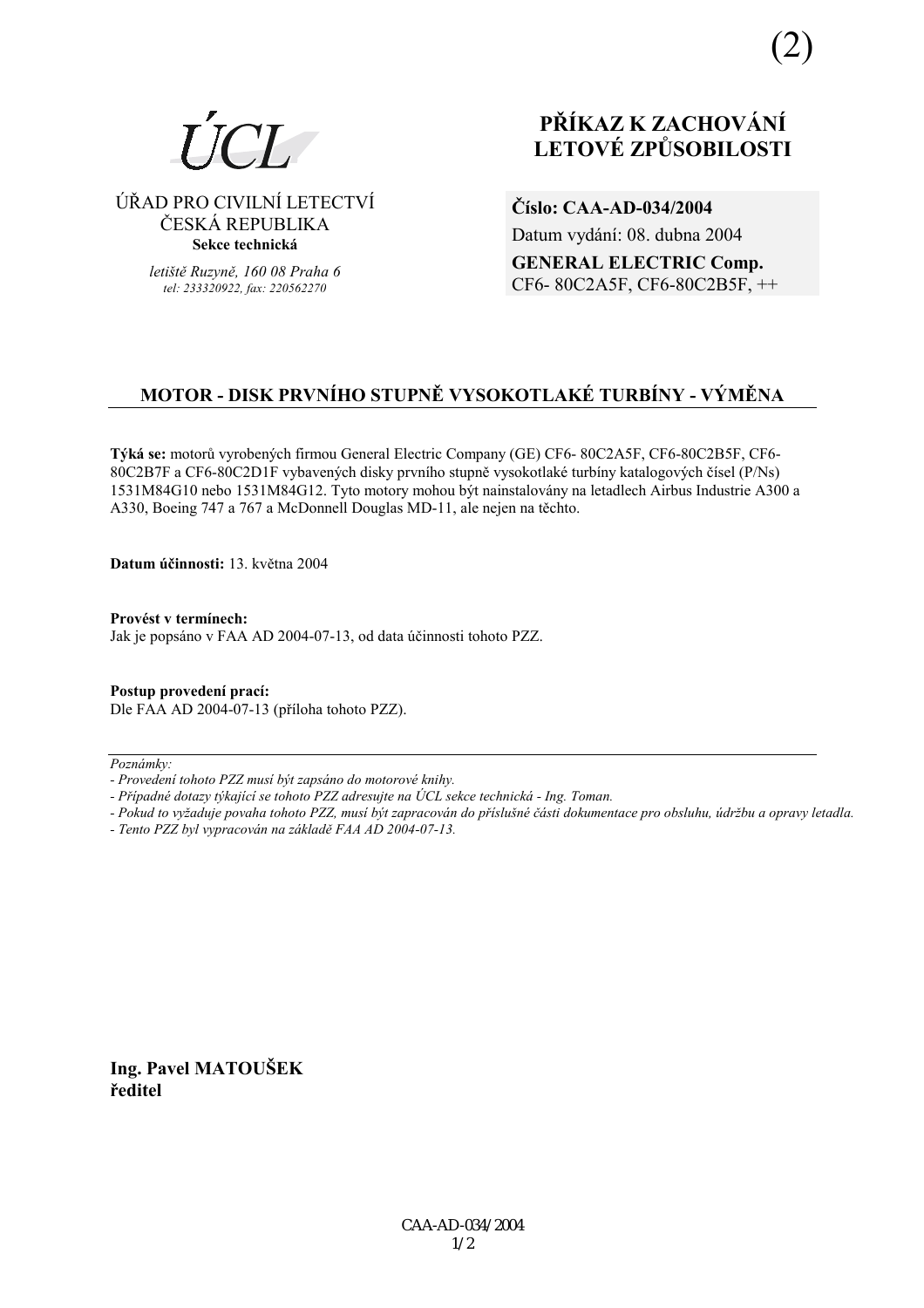(2)

ÚCL

ÚŘAD PRO CIVILNÍ LETECTVÍ
ČESKÁ REPUBLIKA
**Sekce technická**

*letiště Ruzyně, 160 08 Praha 6*
*tel: 233320922, fax: 220562270*

# PŘÍKAZ K ZACHOVÁNÍ LETOVÉ ZPŮSOBILOSTI

**Číslo: CAA-AD-034/2004**
Datum vydání: 08. dubna 2004
**GENERAL ELECTRIC Comp.**
CF6- 80C2A5F, CF6-80C2B5F, ++

## MOTOR - DISK PRVNÍHO STUPNĚ VYSOKOTLAKÉ TURBÍNY - VÝMĚNA

**Týká se:** motorů vyrobených firmou General Electric Company (GE) CF6- 80C2A5F, CF6-80C2B5F, CF6-80C2B7F a CF6-80C2D1F vybavených disky prvního stupně vysokotlaké turbíny katalogových čísel (P/Ns) 1531M84G10 nebo 1531M84G12. Tyto motory mohou být nainstalovány na letadlech Airbus Industrie A300 a A330, Boeing 747 a 767 a McDonnell Douglas MD-11, ale nejen na těchto.

**Datum účinnosti:** 13. května 2004

**Provést v termínech:**
Jak je popsáno v FAA AD 2004-07-13, od data účinnosti tohoto PZZ.

**Postup provedení prací:**
Dle FAA AD 2004-07-13 (příloha tohoto PZZ).

---

*Poznámky:*
- *Provedení tohoto PZZ musí být zapsáno do motorové knihy.*
- *Případné dotazy týkající se tohoto PZZ adresujte na ÚCL sekce technická - Ing. Toman.*
- *Pokud to vyžaduje povaha tohoto PZZ, musí být zapracován do příslušné části dokumentace pro obsluhu, údržbu a opravy letadla.*
- *Tento PZZ byl vypracován na základě FAA AD 2004-07-13.*

**Ing. Pavel MATOUŠEK**
**ředitel**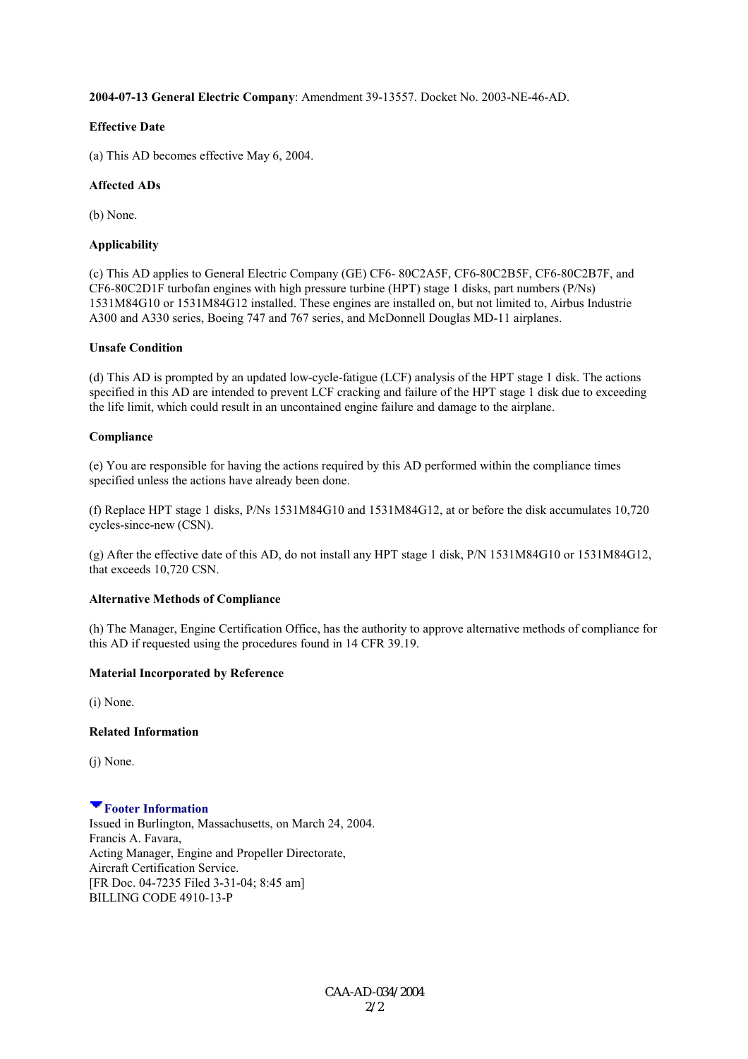**2004-07-13 General Electric Company**: Amendment 39-13557. Docket No. 2003-NE-46-AD.

**Effective Date**

(a) This AD becomes effective May 6, 2004.

**Affected ADs**

(b) None.

**Applicability**

(c) This AD applies to General Electric Company (GE) CF6- 80C2A5F, CF6-80C2B5F, CF6-80C2B7F, and CF6-80C2D1F turbofan engines with high pressure turbine (HPT) stage 1 disks, part numbers (P/Ns) 1531M84G10 or 1531M84G12 installed. These engines are installed on, but not limited to, Airbus Industrie A300 and A330 series, Boeing 747 and 767 series, and McDonnell Douglas MD-11 airplanes.

**Unsafe Condition**

(d) This AD is prompted by an updated low-cycle-fatigue (LCF) analysis of the HPT stage 1 disk. The actions specified in this AD are intended to prevent LCF cracking and failure of the HPT stage 1 disk due to exceeding the life limit, which could result in an uncontained engine failure and damage to the airplane.

**Compliance**

(e) You are responsible for having the actions required by this AD performed within the compliance times specified unless the actions have already been done.

(f) Replace HPT stage 1 disks, P/Ns 1531M84G10 and 1531M84G12, at or before the disk accumulates 10,720 cycles-since-new (CSN).

(g) After the effective date of this AD, do not install any HPT stage 1 disk, P/N 1531M84G10 or 1531M84G12, that exceeds 10,720 CSN.

**Alternative Methods of Compliance**

(h) The Manager, Engine Certification Office, has the authority to approve alternative methods of compliance for this AD if requested using the procedures found in 14 CFR 39.19.

**Material Incorporated by Reference**

(i) None.

**Related Information**

(j) None.

**Footer Information**

Issued in Burlington, Massachusetts, on March 24, 2004.
Francis A. Favara,
Acting Manager, Engine and Propeller Directorate,
Aircraft Certification Service.
[FR Doc. 04-7235 Filed 3-31-04; 8:45 am]
BILLING CODE 4910-13-P